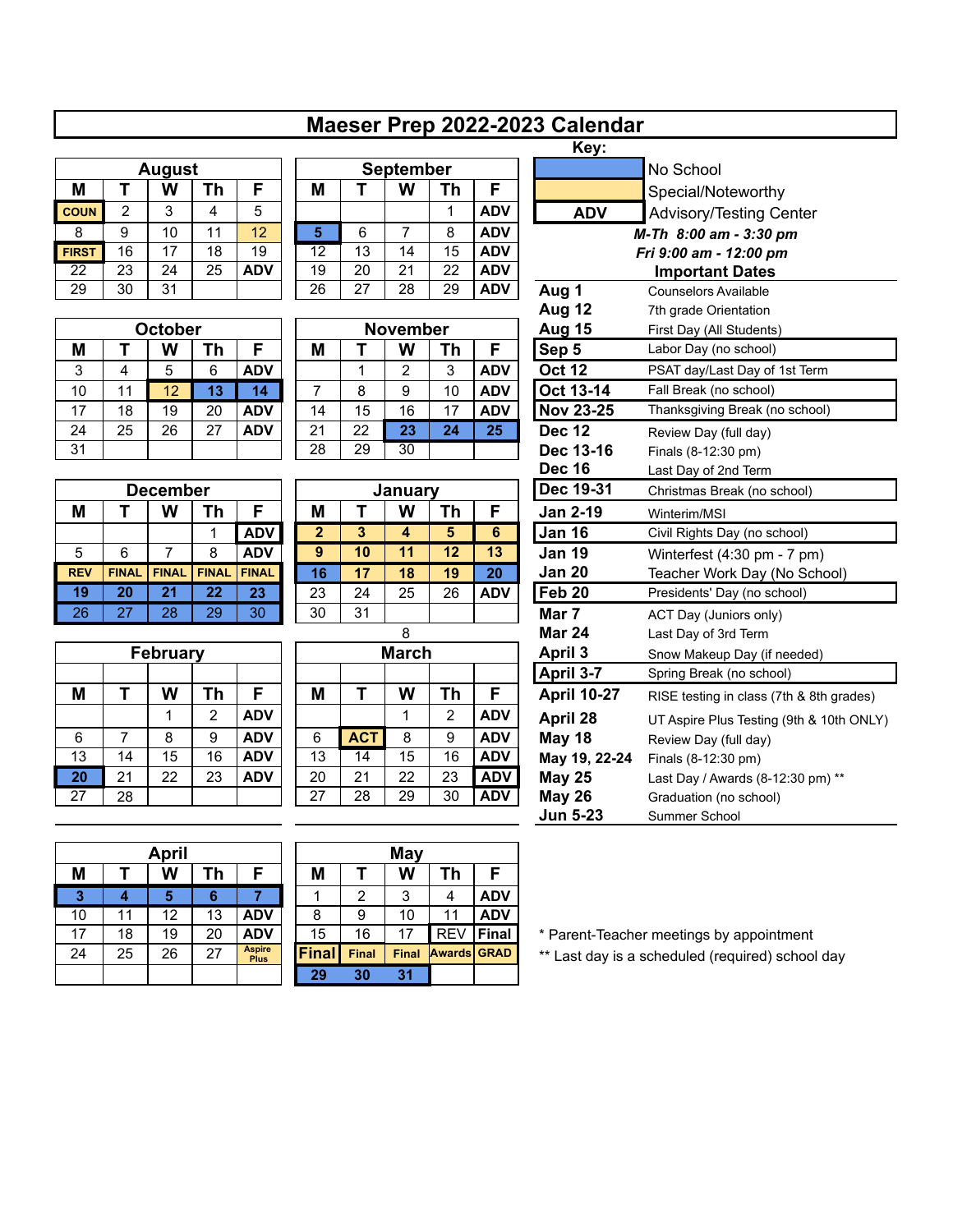# Maeser Prep 2022-2023 Calendar

**Key:**

- No School (blue)
- Special/Noteworthy (yellow)
- **ADV** — Advisory/Testing Center

*M-Th 8:00 am - 3:30 pm*
*Fri 9:00 am - 12:00 pm*

### August

| M | T | W | Th | F |
|---|---|---|---|---|
| COUN | 2 | 3 | 4 | 5 |
| 8 | 9 | 10 | 11 | 12 |
| FIRST | 16 | 17 | 18 | 19 |
| 22 | 23 | 24 | 25 | ADV |
| 29 | 30 | 31 | | |

### September

| M | T | W | Th | F |
|---|---|---|---|---|
| | | | 1 | ADV |
| 5 | 6 | 7 | 8 | ADV |
| 12 | 13 | 14 | 15 | ADV |
| 19 | 20 | 21 | 22 | ADV |
| 26 | 27 | 28 | 29 | ADV |

### October

| M | T | W | Th | F |
|---|---|---|---|---|
| 3 | 4 | 5 | 6 | ADV |
| 10 | 11 | 12 | 13 | 14 |
| 17 | 18 | 19 | 20 | ADV |
| 24 | 25 | 26 | 27 | ADV |
| 31 | | | | |

### November

| M | T | W | Th | F |
|---|---|---|---|---|
| | 1 | 2 | 3 | ADV |
| 7 | 8 | 9 | 10 | ADV |
| 14 | 15 | 16 | 17 | ADV |
| 21 | 22 | 23 | 24 | 25 |
| 28 | 29 | 30 | | |

### December

| M | T | W | Th | F |
|---|---|---|---|---|
| | | | 1 | ADV |
| 5 | 6 | 7 | 8 | ADV |
| REV | FINAL | FINAL | FINAL | FINAL |
| 19 | 20 | 21 | 22 | 23 |
| 26 | 27 | 28 | 29 | 30 |

### January

| M | T | W | Th | F |
|---|---|---|---|---|
| 2 | 3 | 4 | 5 | 6 |
| 9 | 10 | 11 | 12 | 13 |
| 16 | 17 | 18 | 19 | 20 |
| 23 | 24 | 25 | 26 | ADV |
| 30 | 31 | | | |

8

### February

| M | T | W | Th | F |
|---|---|---|---|---|
| | | 1 | 2 | ADV |
| 6 | 7 | 8 | 9 | ADV |
| 13 | 14 | 15 | 16 | ADV |
| 20 | 21 | 22 | 23 | ADV |
| 27 | 28 | | | |

### March

| M | T | W | Th | F |
|---|---|---|---|---|
| | | 1 | 2 | ADV |
| 6 | ACT | 8 | 9 | ADV |
| 13 | 14 | 15 | 16 | ADV |
| 20 | 21 | 22 | 23 | ADV |
| 27 | 28 | 29 | 30 | ADV |

### April

| M | T | W | Th | F |
|---|---|---|---|---|
| 3 | 4 | 5 | 6 | 7 |
| 10 | 11 | 12 | 13 | ADV |
| 17 | 18 | 19 | 20 | ADV |
| 24 | 25 | 26 | 27 | Aspire Plus |

### May

| M | T | W | Th | F |
|---|---|---|---|---|
| 1 | 2 | 3 | 4 | ADV |
| 8 | 9 | 10 | 11 | ADV |
| 15 | 16 | 17 | REV | Final |
| Final | Final | Final | Awards | GRAD |
| 29 | 30 | 31 | | |

## Important Dates

| Date | Event |
|---|---|
| Aug 1 | Counselors Available |
| Aug 12 | 7th grade Orientation |
| Aug 15 | First Day (All Students) |
| Sep 5 | Labor Day (no school) |
| Oct 12 | PSAT day/Last Day of 1st Term |
| Oct 13-14 | Fall Break (no school) |
| Nov 23-25 | Thanksgiving Break (no school) |
| Dec 12 | Review Day (full day) |
| Dec 13-16 | Finals (8-12:30 pm) |
| Dec 16 | Last Day of 2nd Term |
| Dec 19-31 | Christmas Break (no school) |
| Jan 2-19 | Winterim/MSI |
| Jan 16 | Civil Rights Day (no school) |
| Jan 19 | Winterfest (4:30 pm - 7 pm) |
| Jan 20 | Teacher Work Day (No School) |
| Feb 20 | Presidents' Day (no school) |
| Mar 7 | ACT Day (Juniors only) |
| Mar 24 | Last Day of 3rd Term |
| April 3 | Snow Makeup Day (if needed) |
| April 3-7 | Spring Break (no school) |
| April 10-27 | RISE testing in class (7th & 8th grades) |
| April 28 | UT Aspire Plus Testing (9th & 10th ONLY) |
| May 18 | Review Day (full day) |
| May 19, 22-24 | Finals (8-12:30 pm) |
| May 25 | Last Day / Awards (8-12:30 pm) ** |
| May 26 | Graduation (no school) |
| Jun 5-23 | Summer School |

\* Parent-Teacher meetings by appointment
\*\* Last day is a scheduled (required) school day